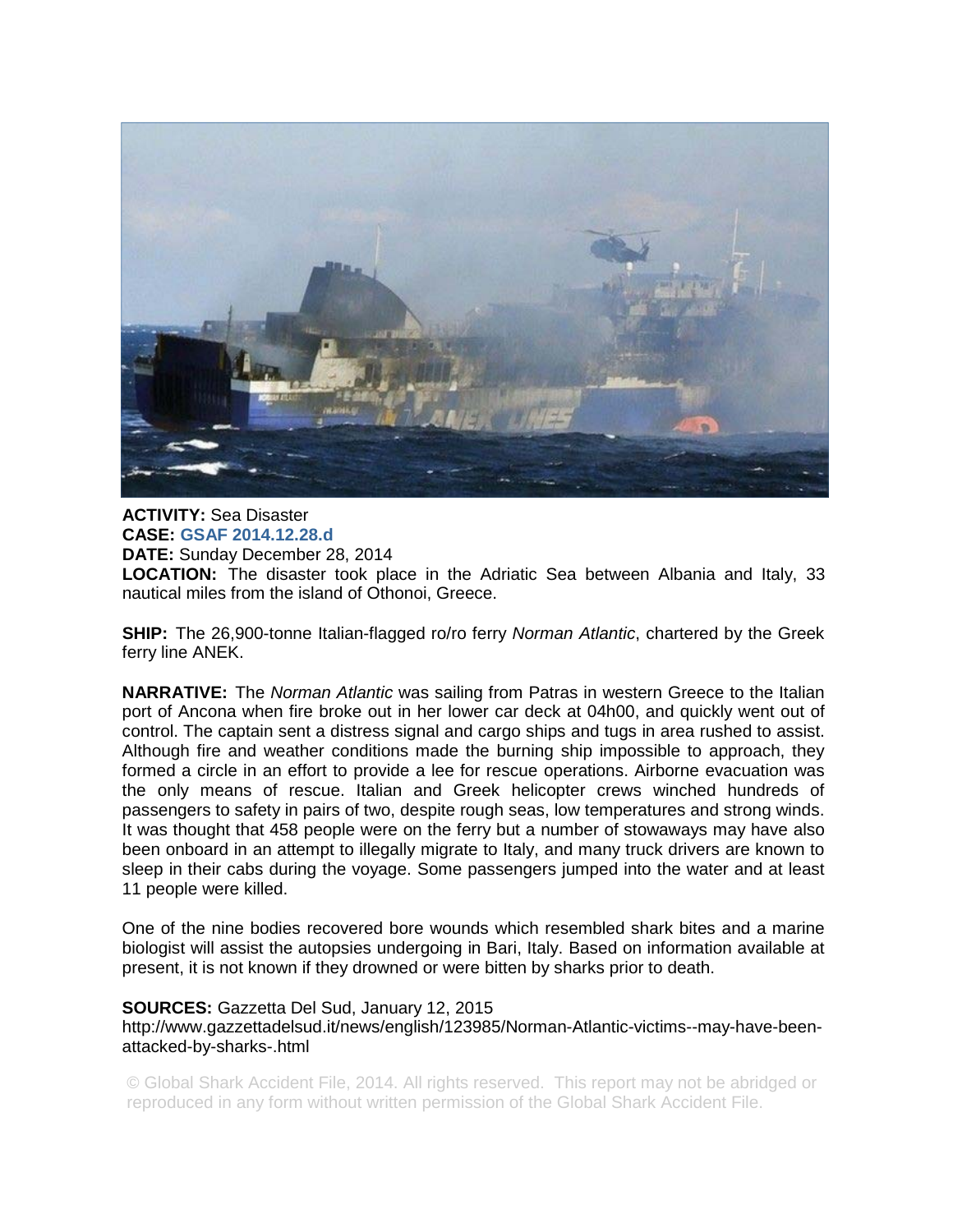**ACTIVITY:** Sea Disaster
**CASE:** **GSAF 2014.12.28.d**
**DATE:** Sunday December 28, 2014
**LOCATION:** The disaster took place in the Adriatic Sea between Albania and Italy, 33 nautical miles from the island of Othonoi, Greece.

**SHIP:** The 26,900-tonne Italian-flagged ro/ro ferry *Norman Atlantic*, chartered by the Greek ferry line ANEK.

**NARRATIVE:** The *Norman Atlantic* was sailing from Patras in western Greece to the Italian port of Ancona when fire broke out in her lower car deck at 04h00, and quickly went out of control. The captain sent a distress signal and cargo ships and tugs in area rushed to assist. Although fire and weather conditions made the burning ship impossible to approach, they formed a circle in an effort to provide a lee for rescue operations. Airborne evacuation was the only means of rescue. Italian and Greek helicopter crews winched hundreds of passengers to safety in pairs of two, despite rough seas, low temperatures and strong winds. It was thought that 458 people were on the ferry but a number of stowaways may have also been onboard in an attempt to illegally migrate to Italy, and many truck drivers are known to sleep in their cabs during the voyage. Some passengers jumped into the water and at least 11 people were killed.

One of the nine bodies recovered bore wounds which resembled shark bites and a marine biologist will assist the autopsies undergoing in Bari, Italy. Based on information available at present, it is not known if they drowned or were bitten by sharks prior to death.

**SOURCES:** Gazzetta Del Sud, January 12, 2015
http://www.gazzettadelsud.it/news/english/123985/Norman-Atlantic-victims--may-have-been-attacked-by-sharks-.html

© Global Shark Accident File, 2014. All rights reserved. This report may not be abridged or reproduced in any form without written permission of the Global Shark Accident File.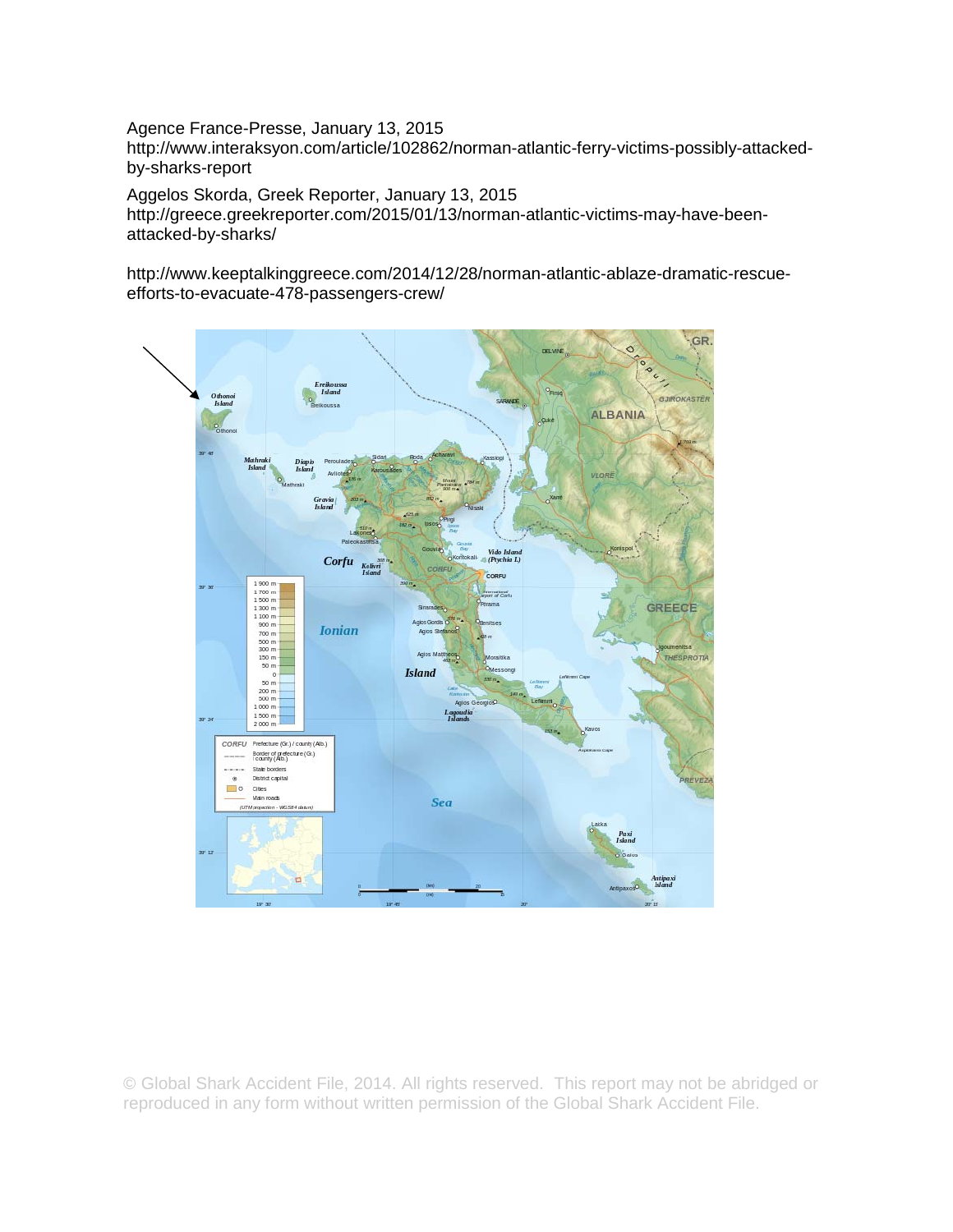Agence France-Presse, January 13, 2015
http://www.interaksyon.com/article/102862/norman-atlantic-ferry-victims-possibly-attacked-by-sharks-report

Aggelos Skorda, Greek Reporter, January 13, 2015
http://greece.greekreporter.com/2015/01/13/norman-atlantic-victims-may-have-been-attacked-by-sharks/

http://www.keeptalkinggreece.com/2014/12/28/norman-atlantic-ablaze-dramatic-rescue-efforts-to-evacuate-478-passengers-crew/

© Global Shark Accident File, 2014. All rights reserved. This report may not be abridged or reproduced in any form without written permission of the Global Shark Accident File.